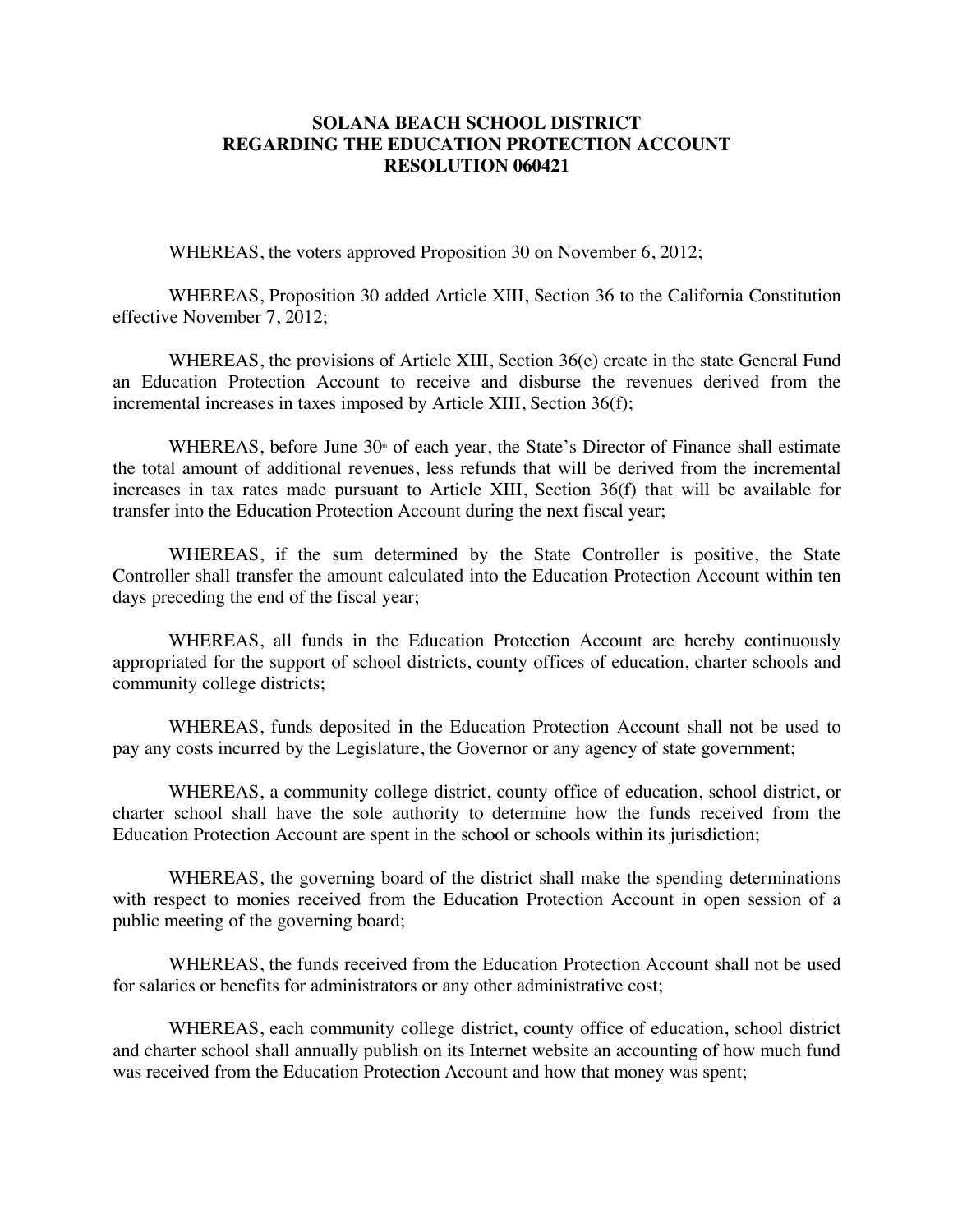# SOLANA BEACH SCHOOL DISTRICT
# REGARDING THE EDUCATION PROTECTION ACCOUNT
# RESOLUTION 060421

WHEREAS, the voters approved Proposition 30 on November 6, 2012;

WHEREAS, Proposition 30 added Article XIII, Section 36 to the California Constitution effective November 7, 2012;

WHEREAS, the provisions of Article XIII, Section 36(e) create in the state General Fund an Education Protection Account to receive and disburse the revenues derived from the incremental increases in taxes imposed by Article XIII, Section 36(f);

WHEREAS, before June 30th of each year, the State's Director of Finance shall estimate the total amount of additional revenues, less refunds that will be derived from the incremental increases in tax rates made pursuant to Article XIII, Section 36(f) that will be available for transfer into the Education Protection Account during the next fiscal year;

WHEREAS, if the sum determined by the State Controller is positive, the State Controller shall transfer the amount calculated into the Education Protection Account within ten days preceding the end of the fiscal year;

WHEREAS, all funds in the Education Protection Account are hereby continuously appropriated for the support of school districts, county offices of education, charter schools and community college districts;

WHEREAS, funds deposited in the Education Protection Account shall not be used to pay any costs incurred by the Legislature, the Governor or any agency of state government;

WHEREAS, a community college district, county office of education, school district, or charter school shall have the sole authority to determine how the funds received from the Education Protection Account are spent in the school or schools within its jurisdiction;

WHEREAS, the governing board of the district shall make the spending determinations with respect to monies received from the Education Protection Account in open session of a public meeting of the governing board;

WHEREAS, the funds received from the Education Protection Account shall not be used for salaries or benefits for administrators or any other administrative cost;

WHEREAS, each community college district, county office of education, school district and charter school shall annually publish on its Internet website an accounting of how much fund was received from the Education Protection Account and how that money was spent;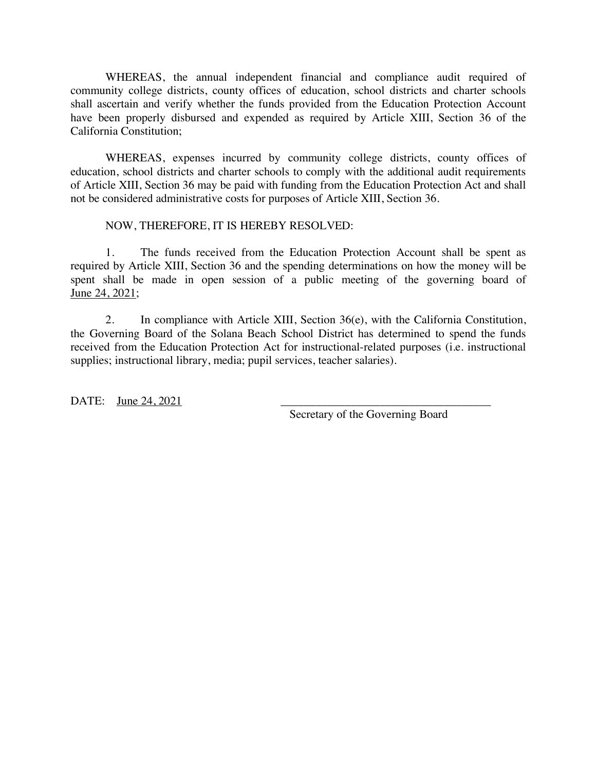WHEREAS, the annual independent financial and compliance audit required of community college districts, county offices of education, school districts and charter schools shall ascertain and verify whether the funds provided from the Education Protection Account have been properly disbursed and expended as required by Article XIII, Section 36 of the California Constitution;

WHEREAS, expenses incurred by community college districts, county offices of education, school districts and charter schools to comply with the additional audit requirements of Article XIII, Section 36 may be paid with funding from the Education Protection Act and shall not be considered administrative costs for purposes of Article XIII, Section 36.

NOW, THEREFORE, IT IS HEREBY RESOLVED:

1. The funds received from the Education Protection Account shall be spent as required by Article XIII, Section 36 and the spending determinations on how the money will be spent shall be made in open session of a public meeting of the governing board of June 24, 2021;

2. In compliance with Article XIII, Section 36(e), with the California Constitution, the Governing Board of the Solana Beach School District has determined to spend the funds received from the Education Protection Act for instructional-related purposes (i.e. instructional supplies; instructional library, media; pupil services, teacher salaries).

DATE: June 24, 2021

_____________________________________
Secretary of the Governing Board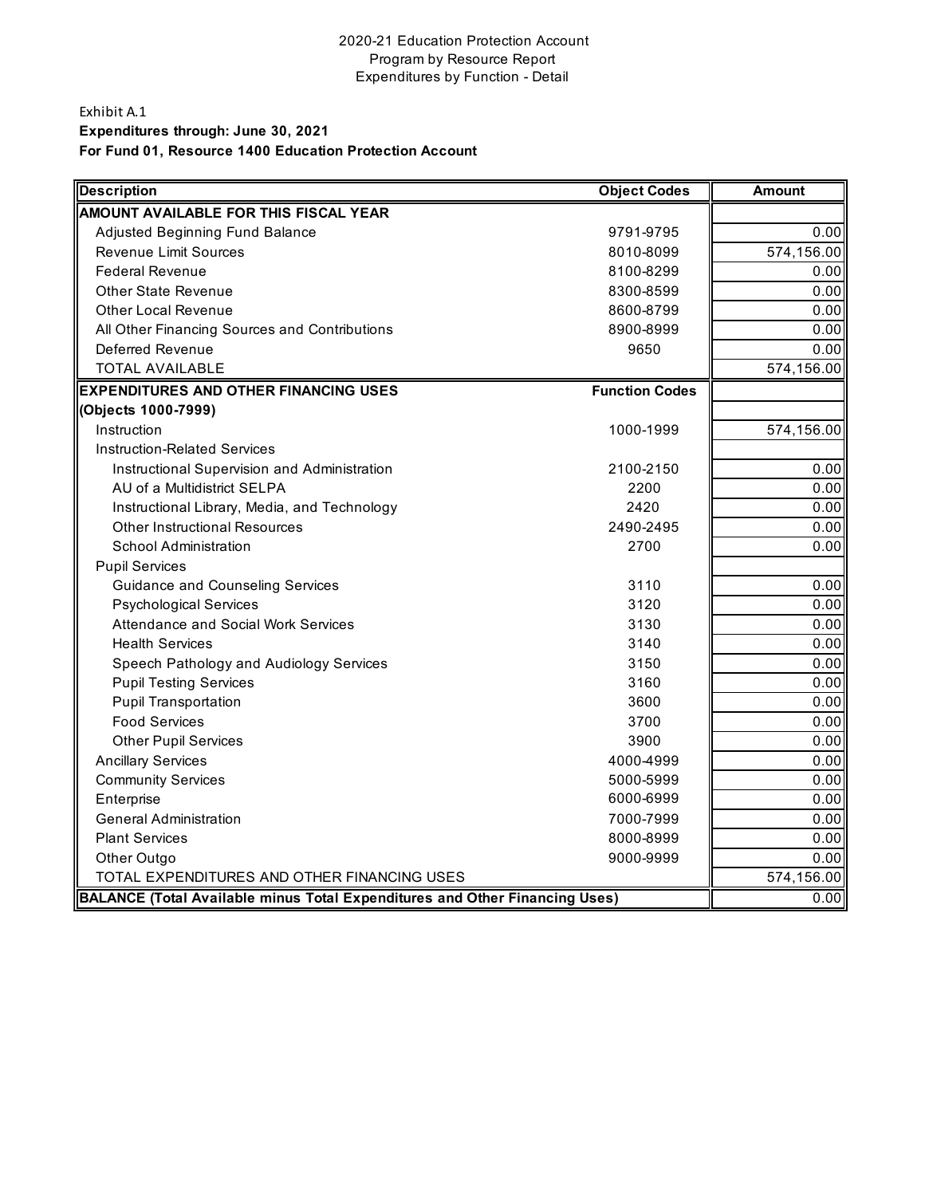2020-21 Education Protection Account
Program by Resource Report
Expenditures by Function - Detail

Exhibit A.1

**Expenditures through: June 30, 2021**

**For Fund 01, Resource 1400 Education Protection Account**

| **Description** | **Object Codes** | **Amount** |
|---|---|---|
| **AMOUNT AVAILABLE FOR THIS FISCAL YEAR** | | |
| Adjusted Beginning Fund Balance | 9791-9795 | 0.00 |
| Revenue Limit Sources | 8010-8099 | 574,156.00 |
| Federal Revenue | 8100-8299 | 0.00 |
| Other State Revenue | 8300-8599 | 0.00 |
| Other Local Revenue | 8600-8799 | 0.00 |
| All Other Financing Sources and Contributions | 8900-8999 | 0.00 |
| Deferred Revenue | 9650 | 0.00 |
| TOTAL AVAILABLE | | 574,156.00 |
| **EXPENDITURES AND OTHER FINANCING USES** | **Function Codes** | |
| **(Objects 1000-7999)** | | |
| Instruction | 1000-1999 | 574,156.00 |
| Instruction-Related Services | | |
| Instructional Supervision and Administration | 2100-2150 | 0.00 |
| AU of a Multidistrict SELPA | 2200 | 0.00 |
| Instructional Library, Media, and Technology | 2420 | 0.00 |
| Other Instructional Resources | 2490-2495 | 0.00 |
| School Administration | 2700 | 0.00 |
| Pupil Services | | |
| Guidance and Counseling Services | 3110 | 0.00 |
| Psychological Services | 3120 | 0.00 |
| Attendance and Social Work Services | 3130 | 0.00 |
| Health Services | 3140 | 0.00 |
| Speech Pathology and Audiology Services | 3150 | 0.00 |
| Pupil Testing Services | 3160 | 0.00 |
| Pupil Transportation | 3600 | 0.00 |
| Food Services | 3700 | 0.00 |
| Other Pupil Services | 3900 | 0.00 |
| Ancillary Services | 4000-4999 | 0.00 |
| Community Services | 5000-5999 | 0.00 |
| Enterprise | 6000-6999 | 0.00 |
| General Administration | 7000-7999 | 0.00 |
| Plant Services | 8000-8999 | 0.00 |
| Other Outgo | 9000-9999 | 0.00 |
| TOTAL EXPENDITURES AND OTHER FINANCING USES | | 574,156.00 |
| **BALANCE (Total Available minus Total Expenditures and Other Financing Uses)** | | 0.00 |